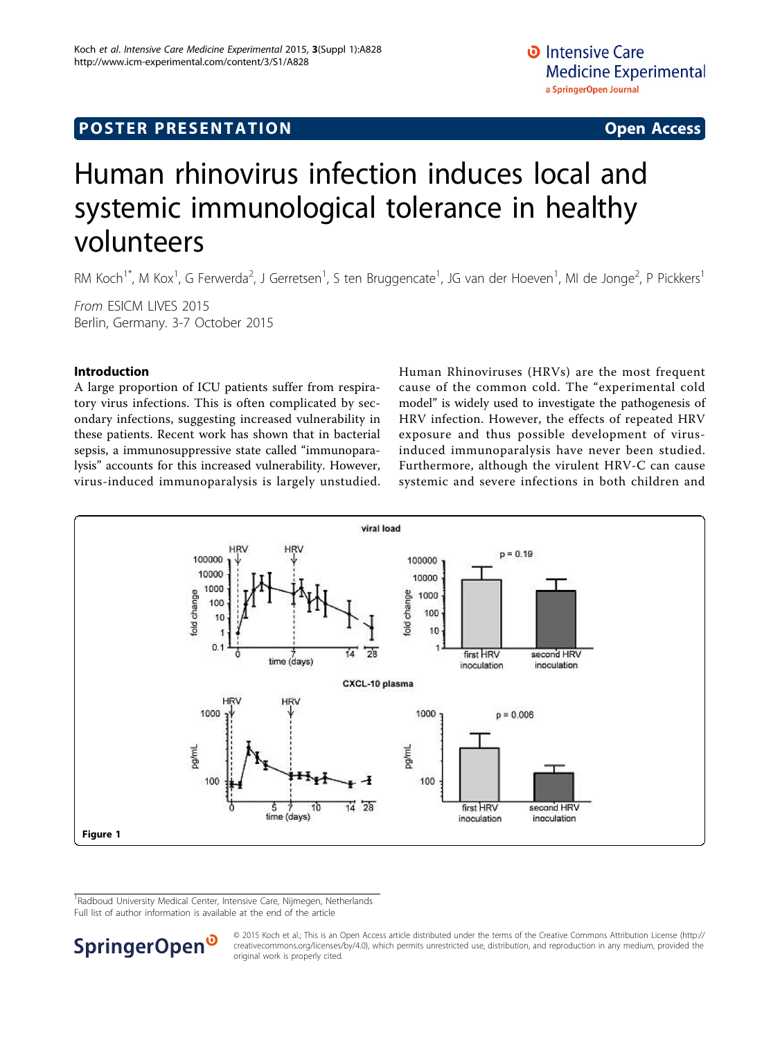POSTER PRESENTATION **Open Access**

# Human rhinovirus infection induces local and systemic immunological tolerance in healthy volunteers

RM Koch[1*], M Kox[1], G Ferwerda[2], J Gerretsen[1], S ten Bruggencate[1], JG van der Hoeven[1], MI de Jonge[2], P Pickkers[1]

*From* ESICM LIVES 2015
Berlin, Germany. 3-7 October 2015

## Introduction

A large proportion of ICU patients suffer from respiratory virus infections. This is often complicated by secondary infections, suggesting increased vulnerability in these patients. Recent work has shown that in bacterial sepsis, a immunosuppressive state called "immunoparalysis" accounts for this increased vulnerability. However, virus-induced immunoparalysis is largely unstudied. Human Rhinoviruses (HRVs) are the most frequent cause of the common cold. The "experimental cold model" is widely used to investigate the pathogenesis of HRV infection. However, the effects of repeated HRV exposure and thus possible development of virus-induced immunoparalysis have never been studied. Furthermore, although the virulent HRV-C can cause systemic and severe infections in both children and

viral load

HRV
HRV
100000
10000
1000
100
10
1
0.1
fold change
0
7
14
28
time (days)

p = 0.19
100000
10000
1000
100
10
1
fold change
first HRV inoculation
second HRV inoculation

CXCL-10 plasma

HRV
HRV
1000
100
pg/mL
0
5
7
10
14
28
time (days)

p = 0.006
1000
100
pg/mL
first HRV inoculation
second HRV inoculation

**Figure 1**

[1]Radboud University Medical Center, Intensive Care, Nijmegen, Netherlands
Full list of author information is available at the end of the article

© 2015 Koch et al.; This is an Open Access article distributed under the terms of the Creative Commons Attribution License (http://creativecommons.org/licenses/by/4.0), which permits unrestricted use, distribution, and reproduction in any medium, provided the original work is properly cited.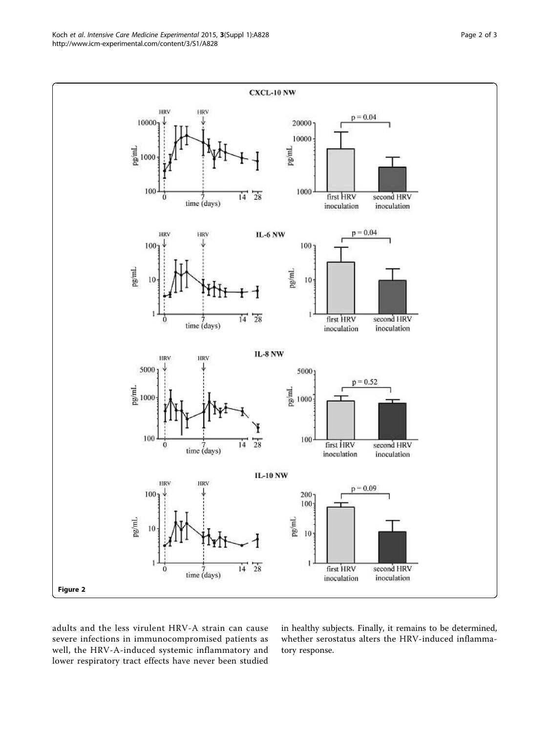CXCL-10 NW

HRV HRV

10000
1000
100

pg/mL

0 7 14 28

time (days)

20000
10000
1000

pg/mL

p = 0.04

first HRV inoculation

second HRV inoculation

IL-6 NW

HRV HRV

100
10
1

pg/mL

0 7 14 28

time (days)

100
10
1

pg/mL

p = 0.04

first HRV inoculation

second HRV inoculation

IL-8 NW

HRV HRV

5000
1000
100

pg/mL

0 7 14 28

time (days)

5000
1000
100

pg/mL

p = 0.52

first HRV inoculation

second HRV inoculation

IL-10 NW

HRV HRV

100
10
1

pg/mL

0 7 14 28

time (days)

200
100
10
1

pg/mL

p = 0.09

first HRV inoculation

second HRV inoculation

**Figure 2**

adults and the less virulent HRV-A strain can cause severe infections in immunocompromised patients as well, the HRV-A-induced systemic inflammatory and lower respiratory tract effects have never been studied in healthy subjects. Finally, it remains to be determined, whether serostatus alters the HRV-induced inflammatory response.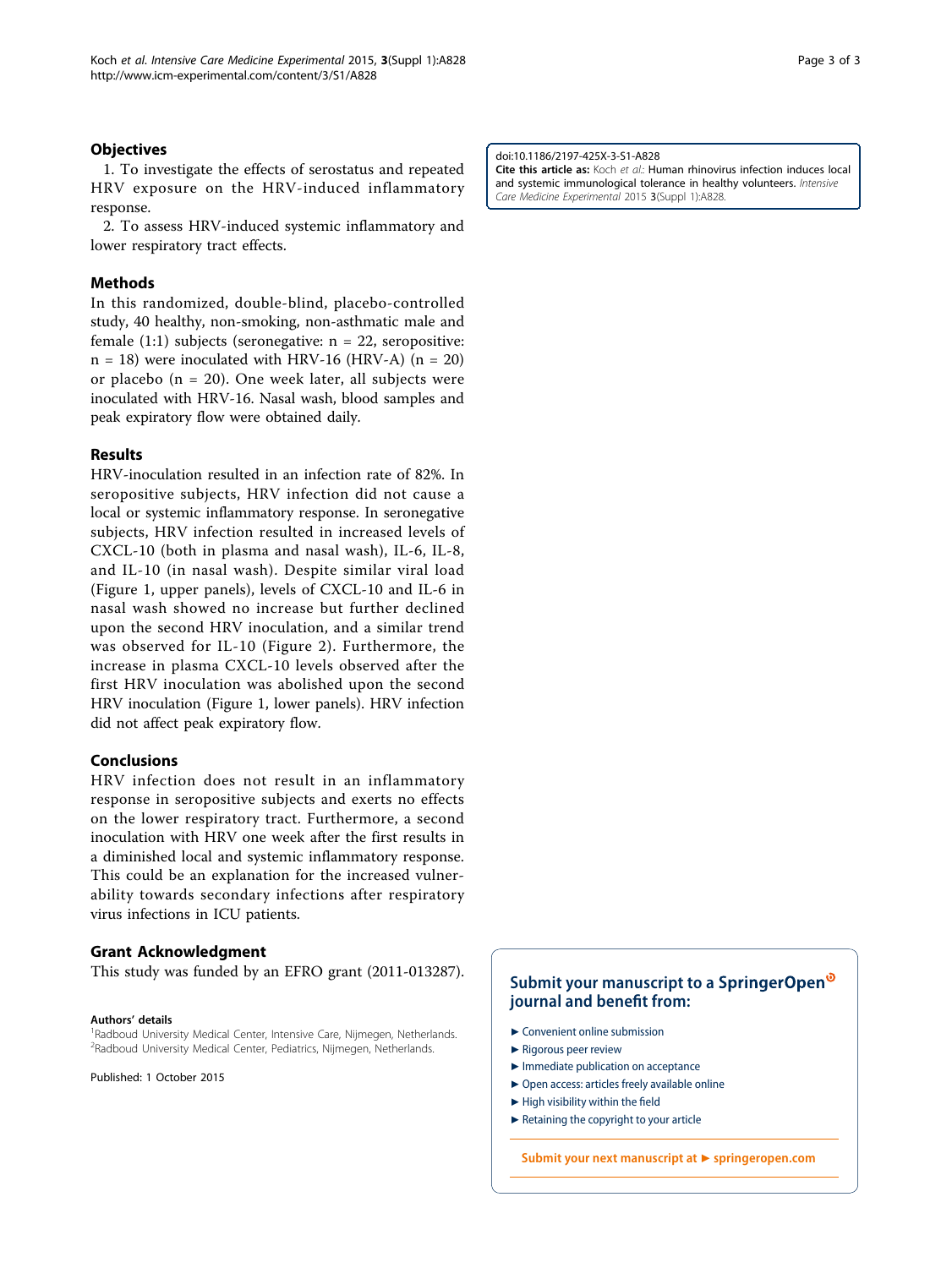## Objectives

1. To investigate the effects of serostatus and repeated HRV exposure on the HRV-induced inflammatory response.

2. To assess HRV-induced systemic inflammatory and lower respiratory tract effects.

## Methods

In this randomized, double-blind, placebo-controlled study, 40 healthy, non-smoking, non-asthmatic male and female (1:1) subjects (seronegative: n = 22, seropositive: n = 18) were inoculated with HRV-16 (HRV-A) (n = 20) or placebo (n = 20). One week later, all subjects were inoculated with HRV-16. Nasal wash, blood samples and peak expiratory flow were obtained daily.

## Results

HRV-inoculation resulted in an infection rate of 82%. In seropositive subjects, HRV infection did not cause a local or systemic inflammatory response. In seronegative subjects, HRV infection resulted in increased levels of CXCL-10 (both in plasma and nasal wash), IL-6, IL-8, and IL-10 (in nasal wash). Despite similar viral load (Figure 1, upper panels), levels of CXCL-10 and IL-6 in nasal wash showed no increase but further declined upon the second HRV inoculation, and a similar trend was observed for IL-10 (Figure 2). Furthermore, the increase in plasma CXCL-10 levels observed after the first HRV inoculation was abolished upon the second HRV inoculation (Figure 1, lower panels). HRV infection did not affect peak expiratory flow.

## Conclusions

HRV infection does not result in an inflammatory response in seropositive subjects and exerts no effects on the lower respiratory tract. Furthermore, a second inoculation with HRV one week after the first results in a diminished local and systemic inflammatory response. This could be an explanation for the increased vulnerability towards secondary infections after respiratory virus infections in ICU patients.

## Grant Acknowledgment

This study was funded by an EFRO grant (2011-013287).

**Authors' details**

[1]Radboud University Medical Center, Intensive Care, Nijmegen, Netherlands.
[2]Radboud University Medical Center, Pediatrics, Nijmegen, Netherlands.

Published: 1 October 2015

doi:10.1186/2197-425X-3-S1-A828

**Cite this article as:** Koch *et al.*: Human rhinovirus infection induces local and systemic immunological tolerance in healthy volunteers. *Intensive Care Medicine Experimental* 2015 **3**(Suppl 1):A828.

**Submit your manuscript to a SpringerOpen journal and benefit from:**

- ► Convenient online submission
- ► Rigorous peer review
- ► Immediate publication on acceptance
- ► Open access: articles freely available online
- ► High visibility within the field
- ► Retaining the copyright to your article

**Submit your next manuscript at ► springeropen.com**